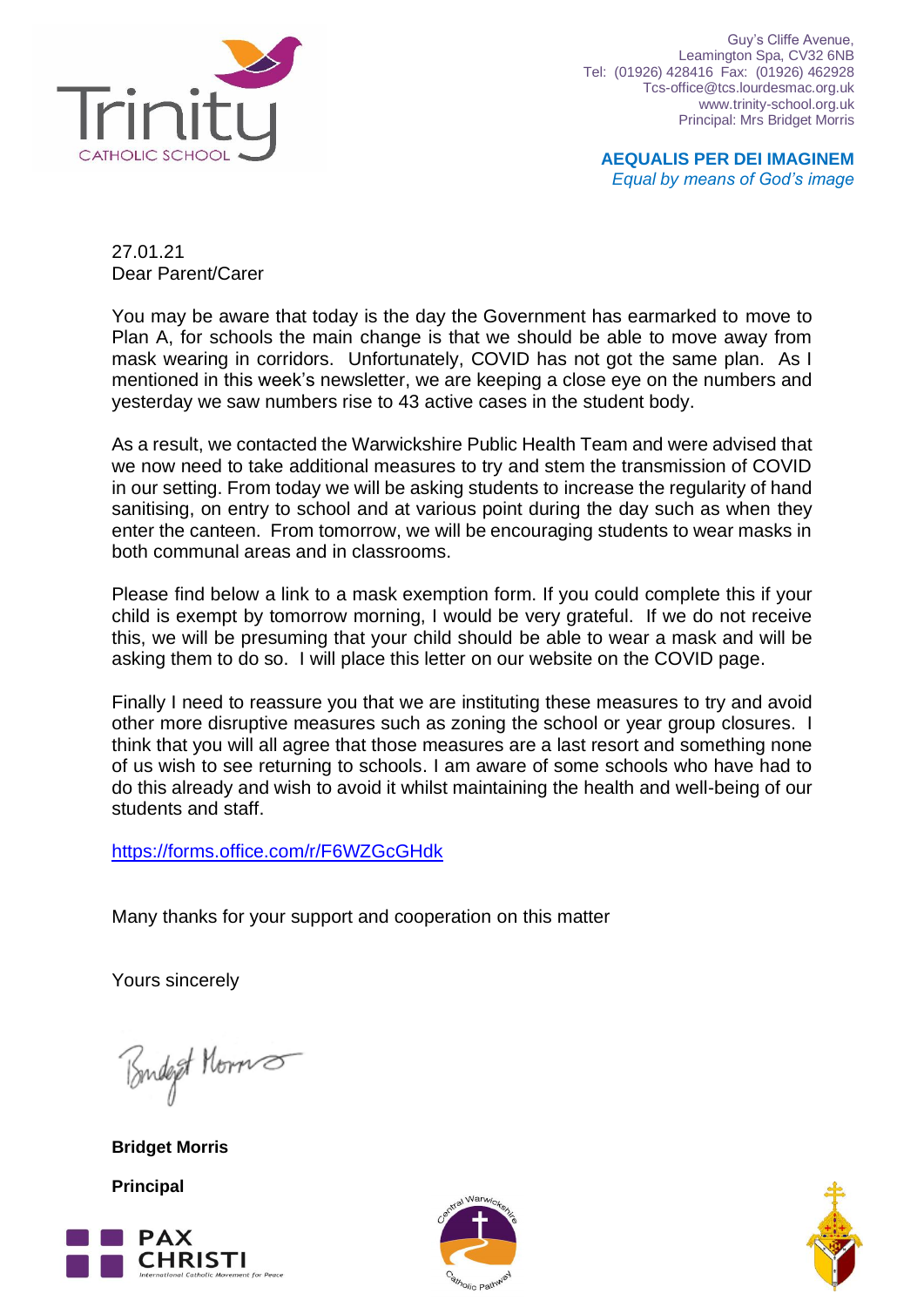Trinity CATHOLIC SCHOOL

Guy's Cliffe Avenue,
Leamington Spa, CV32 6NB
Tel: (01926) 428416 Fax: (01926) 462928
Tcs-office@tcs.lourdesmac.org.uk
www.trinity-school.org.uk
Principal: Mrs Bridget Morris

**AEQUALIS PER DEI IMAGINEM**
*Equal by means of God's image*

27.01.21
Dear Parent/Carer

You may be aware that today is the day the Government has earmarked to move to Plan A, for schools the main change is that we should be able to move away from mask wearing in corridors. Unfortunately, COVID has not got the same plan. As I mentioned in this week's newsletter, we are keeping a close eye on the numbers and yesterday we saw numbers rise to 43 active cases in the student body.

As a result, we contacted the Warwickshire Public Health Team and were advised that we now need to take additional measures to try and stem the transmission of COVID in our setting. From today we will be asking students to increase the regularity of hand sanitising, on entry to school and at various point during the day such as when they enter the canteen. From tomorrow, we will be encouraging students to wear masks in both communal areas and in classrooms.

Please find below a link to a mask exemption form. If you could complete this if your child is exempt by tomorrow morning, I would be very grateful. If we do not receive this, we will be presuming that your child should be able to wear a mask and will be asking them to do so. I will place this letter on our website on the COVID page.

Finally I need to reassure you that we are instituting these measures to try and avoid other more disruptive measures such as zoning the school or year group closures. I think that you will all agree that those measures are a last resort and something none of us wish to see returning to schools. I am aware of some schools who have had to do this already and wish to avoid it whilst maintaining the health and well-being of our students and staff.

https://forms.office.com/r/F6WZGcGHdk

Many thanks for your support and cooperation on this matter

Yours sincerely

Bridget Morris

**Bridget Morris**

**Principal**

PAX CHRISTI
International Catholic Movement for Peace

Central Warwickshire Catholic Pathway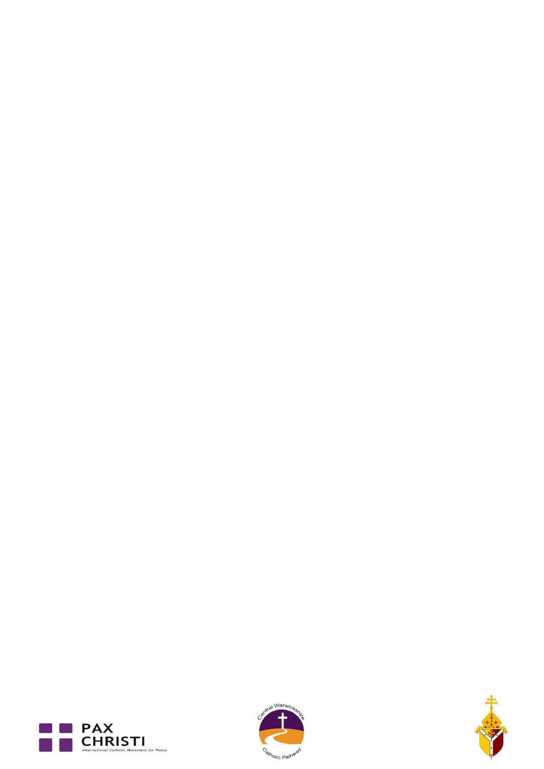PAX CHRISTI

International Catholic Movement for Peace

Central Warwickshire Catholic Pathway